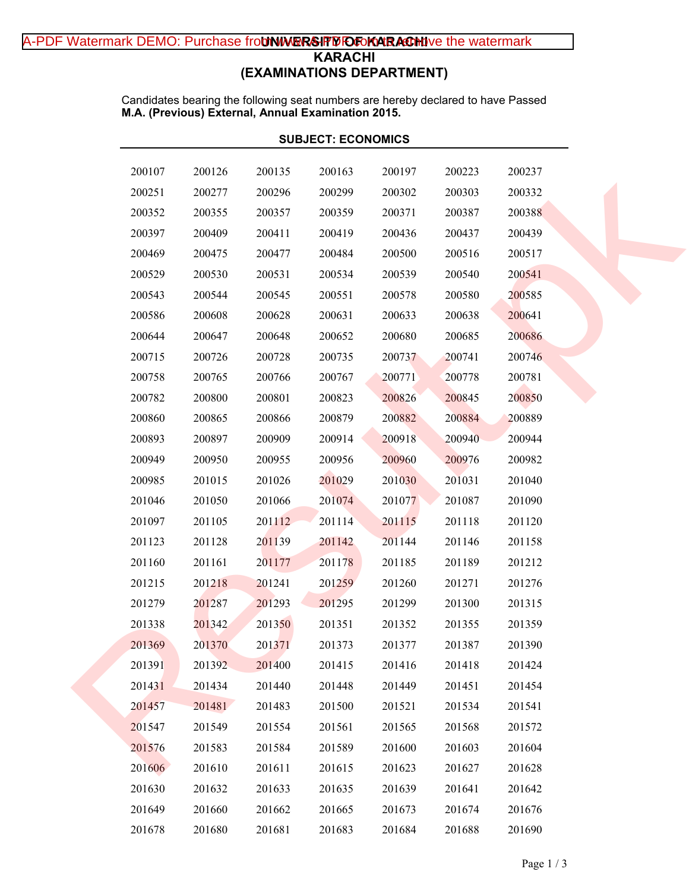# UNIVERSITY OF KARACHI
## KARACHI
## (EXAMINATIONS DEPARTMENT)

Candidates bearing the following seat numbers are hereby declared to have Passed **M.A. (Previous) External, Annual Examination 2015.**

### SUBJECT: ECONOMICS

| | | | | | | |
|---|---|---|---|---|---|---|
| 200107 | 200126 | 200135 | 200163 | 200197 | 200223 | 200237 |
| 200251 | 200277 | 200296 | 200299 | 200302 | 200303 | 200332 |
| 200352 | 200355 | 200357 | 200359 | 200371 | 200387 | 200388 |
| 200397 | 200409 | 200411 | 200419 | 200436 | 200437 | 200439 |
| 200469 | 200475 | 200477 | 200484 | 200500 | 200516 | 200517 |
| 200529 | 200530 | 200531 | 200534 | 200539 | 200540 | 200541 |
| 200543 | 200544 | 200545 | 200551 | 200578 | 200580 | 200585 |
| 200586 | 200608 | 200628 | 200631 | 200633 | 200638 | 200641 |
| 200644 | 200647 | 200648 | 200652 | 200680 | 200685 | 200686 |
| 200715 | 200726 | 200728 | 200735 | 200737 | 200741 | 200746 |
| 200758 | 200765 | 200766 | 200767 | 200771 | 200778 | 200781 |
| 200782 | 200800 | 200801 | 200823 | 200826 | 200845 | 200850 |
| 200860 | 200865 | 200866 | 200879 | 200882 | 200884 | 200889 |
| 200893 | 200897 | 200909 | 200914 | 200918 | 200940 | 200944 |
| 200949 | 200950 | 200955 | 200956 | 200960 | 200976 | 200982 |
| 200985 | 201015 | 201026 | 201029 | 201030 | 201031 | 201040 |
| 201046 | 201050 | 201066 | 201074 | 201077 | 201087 | 201090 |
| 201097 | 201105 | 201112 | 201114 | 201115 | 201118 | 201120 |
| 201123 | 201128 | 201139 | 201142 | 201144 | 201146 | 201158 |
| 201160 | 201161 | 201177 | 201178 | 201185 | 201189 | 201212 |
| 201215 | 201218 | 201241 | 201259 | 201260 | 201271 | 201276 |
| 201279 | 201287 | 201293 | 201295 | 201299 | 201300 | 201315 |
| 201338 | 201342 | 201350 | 201351 | 201352 | 201355 | 201359 |
| 201369 | 201370 | 201371 | 201373 | 201377 | 201387 | 201390 |
| 201391 | 201392 | 201400 | 201415 | 201416 | 201418 | 201424 |
| 201431 | 201434 | 201440 | 201448 | 201449 | 201451 | 201454 |
| 201457 | 201481 | 201483 | 201500 | 201521 | 201534 | 201541 |
| 201547 | 201549 | 201554 | 201561 | 201565 | 201568 | 201572 |
| 201576 | 201583 | 201584 | 201589 | 201600 | 201603 | 201604 |
| 201606 | 201610 | 201611 | 201615 | 201623 | 201627 | 201628 |
| 201630 | 201632 | 201633 | 201635 | 201639 | 201641 | 201642 |
| 201649 | 201660 | 201662 | 201665 | 201673 | 201674 | 201676 |
| 201678 | 201680 | 201681 | 201683 | 201684 | 201688 | 201690 |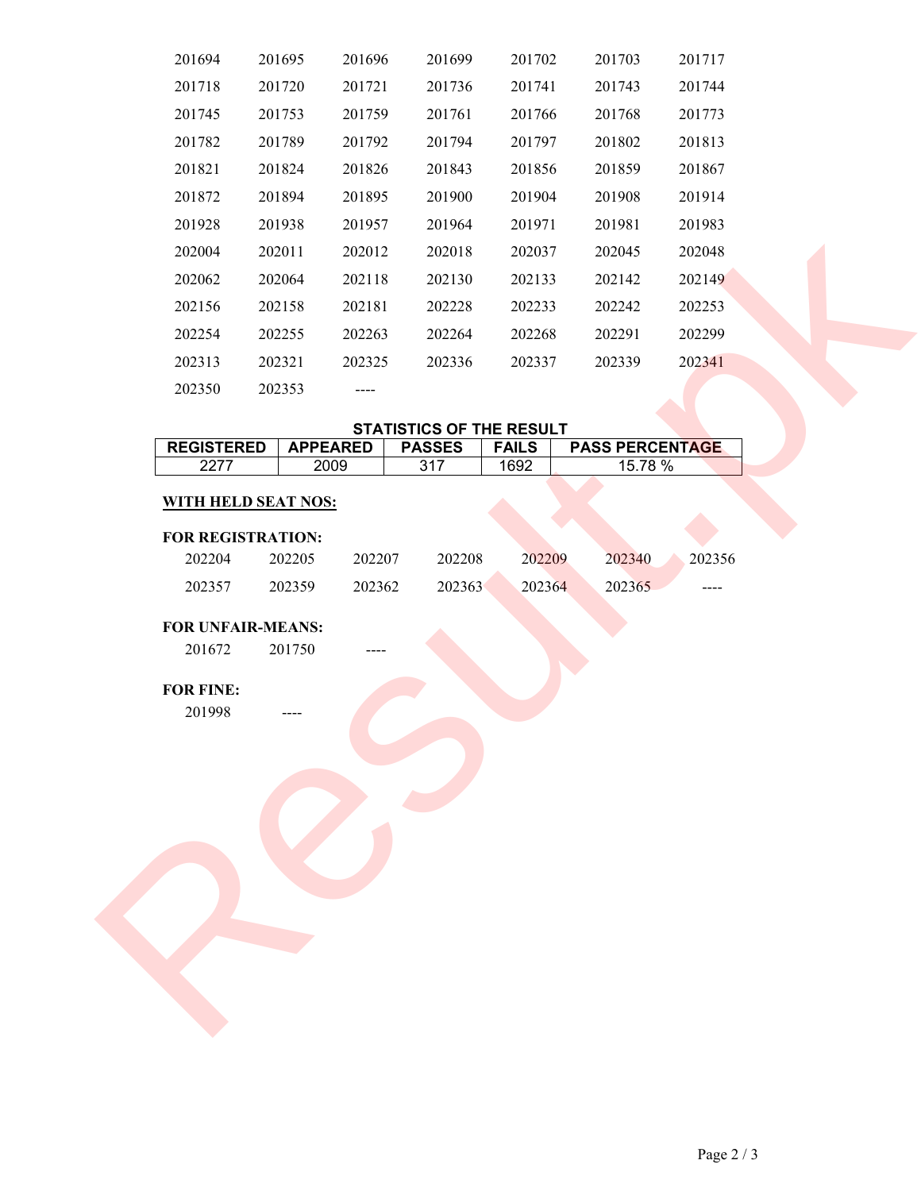| | | | | | | |
|---|---|---|---|---|---|---|
| 201694 | 201695 | 201696 | 201699 | 201702 | 201703 | 201717 |
| 201718 | 201720 | 201721 | 201736 | 201741 | 201743 | 201744 |
| 201745 | 201753 | 201759 | 201761 | 201766 | 201768 | 201773 |
| 201782 | 201789 | 201792 | 201794 | 201797 | 201802 | 201813 |
| 201821 | 201824 | 201826 | 201843 | 201856 | 201859 | 201867 |
| 201872 | 201894 | 201895 | 201900 | 201904 | 201908 | 201914 |
| 201928 | 201938 | 201957 | 201964 | 201971 | 201981 | 201983 |
| 202004 | 202011 | 202012 | 202018 | 202037 | 202045 | 202048 |
| 202062 | 202064 | 202118 | 202130 | 202133 | 202142 | 202149 |
| 202156 | 202158 | 202181 | 202228 | 202233 | 202242 | 202253 |
| 202254 | 202255 | 202263 | 202264 | 202268 | 202291 | 202299 |
| 202313 | 202321 | 202325 | 202336 | 202337 | 202339 | 202341 |
| 202350 | 202353 | ---- | | | | |

**STATISTICS OF THE RESULT**

| REGISTERED | APPEARED | PASSES | FAILS | PASS PERCENTAGE |
|---|---|---|---|---|
| 2277 | 2009 | 317 | 1692 | 15.78 % |

**WITH HELD SEAT NOS:**

**FOR REGISTRATION:**

| | | | | | | |
|---|---|---|---|---|---|---|
| 202204 | 202205 | 202207 | 202208 | 202209 | 202340 | 202356 |
| 202357 | 202359 | 202362 | 202363 | 202364 | 202365 | ---- |

**FOR UNFAIR-MEANS:**

201672 201750 ----

**FOR FINE:**

201998 ----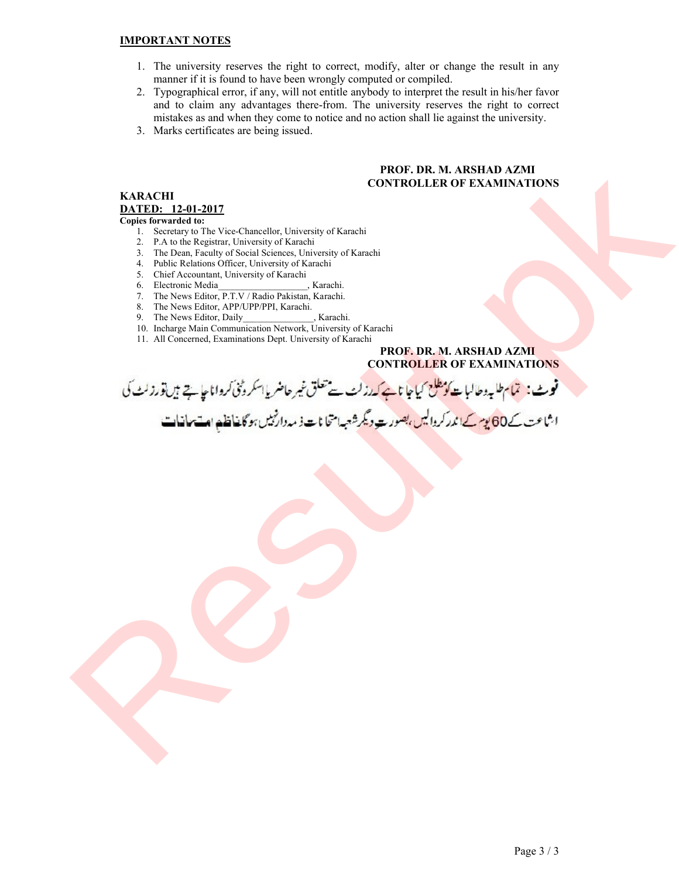**IMPORTANT NOTES**

1. The university reserves the right to correct, modify, alter or change the result in any manner if it is found to have been wrongly computed or compiled.
2. Typographical error, if any, will not entitle anybody to interpret the result in his/her favor and to claim any advantages there-from. The university reserves the right to correct mistakes as and when they come to notice and no action shall lie against the university.
3. Marks certificates are being issued.

**PROF. DR. M. ARSHAD AZMI**
**CONTROLLER OF EXAMINATIONS**

**KARACHI**
**DATED: 12-01-2017**

**Copies forwarded to:**

1. Secretary to The Vice-Chancellor, University of Karachi
2. P.A to the Registrar, University of Karachi
3. The Dean, Faculty of Social Sciences, University of Karachi
4. Public Relations Officer, University of Karachi
5. Chief Accountant, University of Karachi
6. Electronic Media___________________, Karachi.
7. The News Editor, P.T.V / Radio Pakistan, Karachi.
8. The News Editor, APP/UPP/PPI, Karachi.
9. The News Editor, Daily_______________, Karachi.
10. Incharge Main Communication Network, University of Karachi
11. All Concerned, Examinations Dept. University of Karachi

**PROF. DR. M. ARSHAD AZMI**
**CONTROLLER OF EXAMINATIONS**

نوٹ: تمام طلبہ وطالبات کو مطلع کیا جاتا ہے کہ رزلٹ سے متعلق غیر حاضر یا اسکروٹنی کروانا چاہتے ہیں تو رزلٹ کی اشاعت کے 60 یوم کے اندر کروالیں بصورت دیگر شعبہ امتحانات ذمہ دار نہیں ہوگا۔ ناظم امتحانات